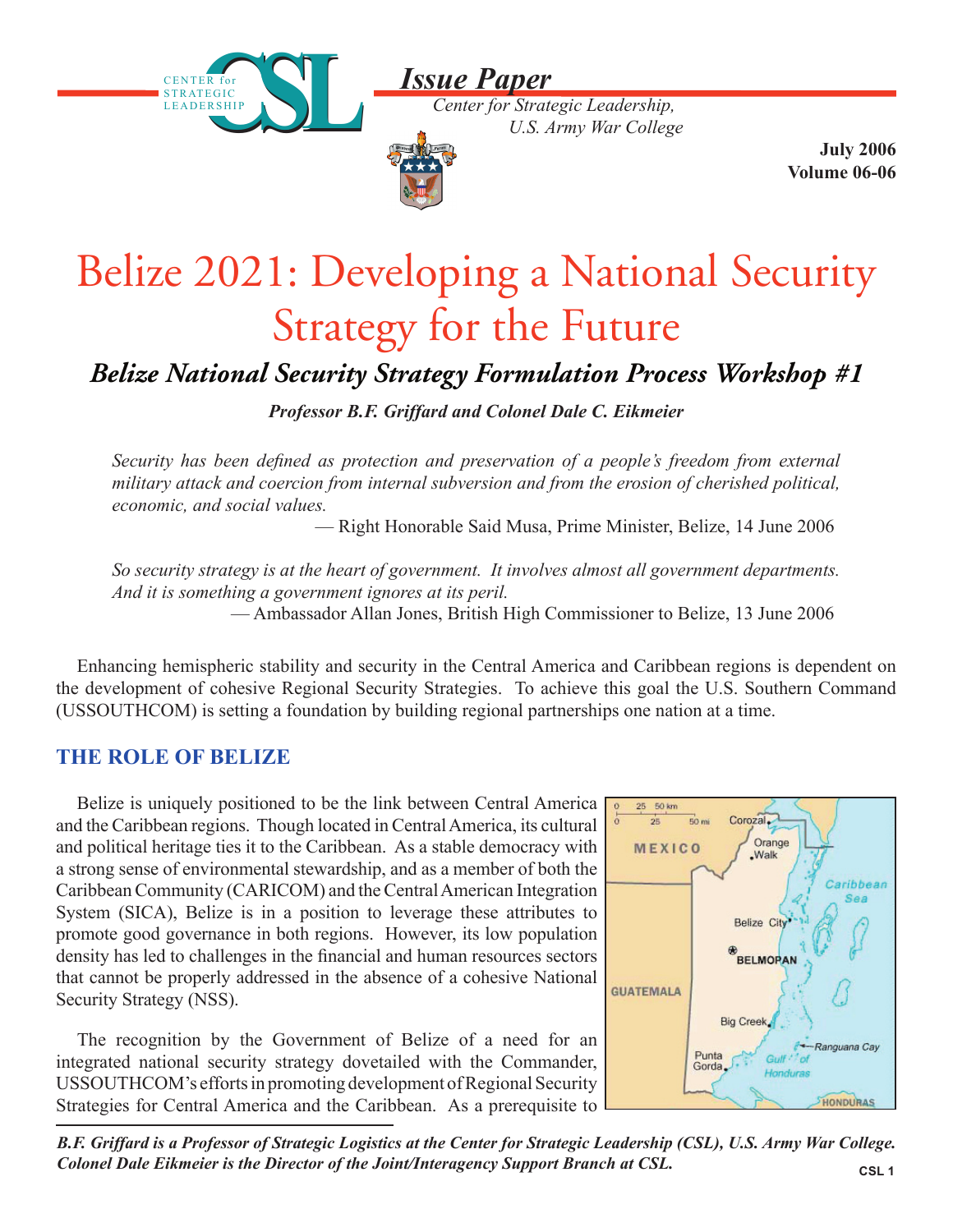*Issue Paper*

*Center for Strategic Leadership, U.S. Army War College*

**July 2006**
**Volume 06-06**

# Belize 2021: Developing a National Security Strategy for the Future

## *Belize National Security Strategy Formulation Process Workshop #1*

***Professor B.F. Griffard and Colonel Dale C. Eikmeier***

*Security has been defined as protection and preservation of a people's freedom from external military attack and coercion from internal subversion and from the erosion of cherished political, economic, and social values.*

— Right Honorable Said Musa, Prime Minister, Belize, 14 June 2006

*So security strategy is at the heart of government. It involves almost all government departments. And it is something a government ignores at its peril.*

— Ambassador Allan Jones, British High Commissioner to Belize, 13 June 2006

Enhancing hemispheric stability and security in the Central America and Caribbean regions is dependent on the development of cohesive Regional Security Strategies. To achieve this goal the U.S. Southern Command (USSOUTHCOM) is setting a foundation by building regional partnerships one nation at a time.

### THE ROLE OF BELIZE

Belize is uniquely positioned to be the link between Central America and the Caribbean regions. Though located in Central America, its cultural and political heritage ties it to the Caribbean. As a stable democracy with a strong sense of environmental stewardship, and as a member of both the Caribbean Community (CARICOM) and the Central American Integration System (SICA), Belize is in a position to leverage these attributes to promote good governance in both regions. However, its low population density has led to challenges in the financial and human resources sectors that cannot be properly addressed in the absence of a cohesive National Security Strategy (NSS).

The recognition by the Government of Belize of a need for an integrated national security strategy dovetailed with the Commander, USSOUTHCOM's efforts in promoting development of Regional Security Strategies for Central America and the Caribbean. As a prerequisite to

*B.F. Griffard is a Professor of Strategic Logistics at the Center for Strategic Leadership (CSL), U.S. Army War College. Colonel Dale Eikmeier is the Director of the Joint/Interagency Support Branch at CSL.*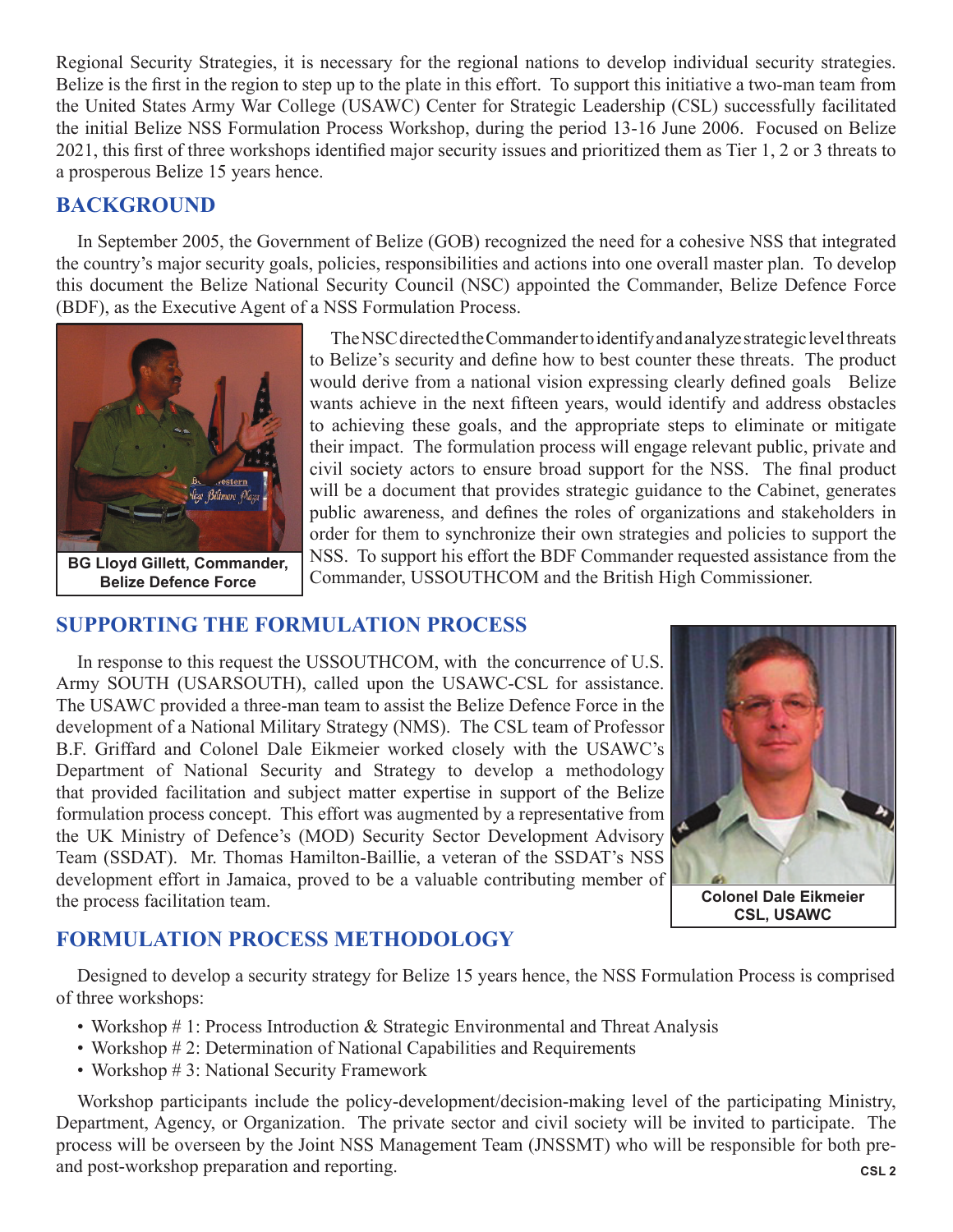Regional Security Strategies, it is necessary for the regional nations to develop individual security strategies. Belize is the first in the region to step up to the plate in this effort. To support this initiative a two-man team from the United States Army War College (USAWC) Center for Strategic Leadership (CSL) successfully facilitated the initial Belize NSS Formulation Process Workshop, during the period 13-16 June 2006. Focused on Belize 2021, this first of three workshops identified major security issues and prioritized them as Tier 1, 2 or 3 threats to a prosperous Belize 15 years hence.

## BACKGROUND

In September 2005, the Government of Belize (GOB) recognized the need for a cohesive NSS that integrated the country's major security goals, policies, responsibilities and actions into one overall master plan. To develop this document the Belize National Security Council (NSC) appointed the Commander, Belize Defence Force (BDF), as the Executive Agent of a NSS Formulation Process.

BG Lloyd Gillett, Commander, Belize Defence Force

The NSC directed the Commander to identify and analyze strategic level threats to Belize's security and define how to best counter these threats. The product would derive from a national vision expressing clearly defined goals Belize wants achieve in the next fifteen years, would identify and address obstacles to achieving these goals, and the appropriate steps to eliminate or mitigate their impact. The formulation process will engage relevant public, private and civil society actors to ensure broad support for the NSS. The final product will be a document that provides strategic guidance to the Cabinet, generates public awareness, and defines the roles of organizations and stakeholders in order for them to synchronize their own strategies and policies to support the NSS. To support his effort the BDF Commander requested assistance from the Commander, USSOUTHCOM and the British High Commissioner.

## SUPPORTING THE FORMULATION PROCESS

In response to this request the USSOUTHCOM, with the concurrence of U.S. Army SOUTH (USARSOUTH), called upon the USAWC-CSL for assistance. The USAWC provided a three-man team to assist the Belize Defence Force in the development of a National Military Strategy (NMS). The CSL team of Professor B.F. Griffard and Colonel Dale Eikmeier worked closely with the USAWC's Department of National Security and Strategy to develop a methodology that provided facilitation and subject matter expertise in support of the Belize formulation process concept. This effort was augmented by a representative from the UK Ministry of Defence's (MOD) Security Sector Development Advisory Team (SSDAT). Mr. Thomas Hamilton-Baillie, a veteran of the SSDAT's NSS development effort in Jamaica, proved to be a valuable contributing member of the process facilitation team.

Colonel Dale Eikmeier
CSL, USAWC

## FORMULATION PROCESS METHODOLOGY

Designed to develop a security strategy for Belize 15 years hence, the NSS Formulation Process is comprised of three workshops:

- Workshop # 1: Process Introduction & Strategic Environmental and Threat Analysis
- Workshop # 2: Determination of National Capabilities and Requirements
- Workshop # 3: National Security Framework

Workshop participants include the policy-development/decision-making level of the participating Ministry, Department, Agency, or Organization. The private sector and civil society will be invited to participate. The process will be overseen by the Joint NSS Management Team (JNSSMT) who will be responsible for both pre- and post-workshop preparation and reporting.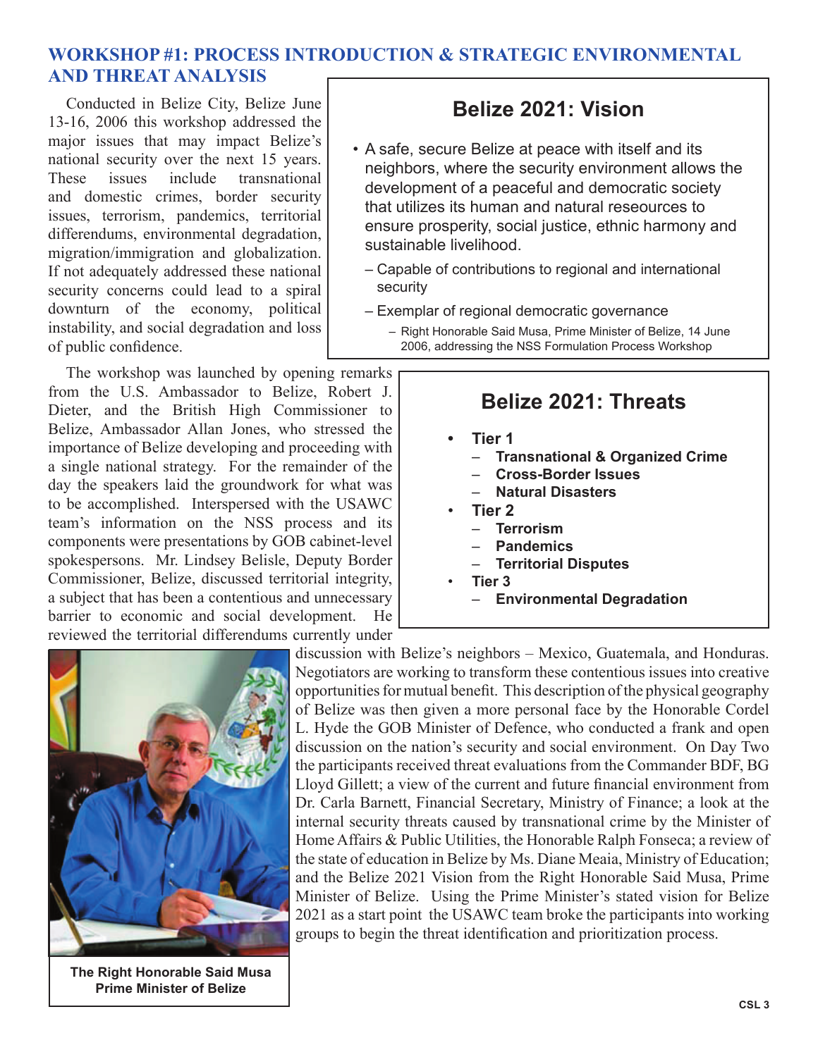## WORKSHOP #1: PROCESS INTRODUCTION & STRATEGIC ENVIRONMENTAL AND THREAT ANALYSIS

Conducted in Belize City, Belize June 13-16, 2006 this workshop addressed the major issues that may impact Belize's national security over the next 15 years. These issues include transnational and domestic crimes, border security issues, terrorism, pandemics, territorial differendums, environmental degradation, migration/immigration and globalization. If not adequately addressed these national security concerns could lead to a spiral downturn of the economy, political instability, and social degradation and loss of public confidence.

The workshop was launched by opening remarks from the U.S. Ambassador to Belize, Robert J. Dieter, and the British High Commissioner to Belize, Ambassador Allan Jones, who stressed the importance of Belize developing and proceeding with a single national strategy. For the remainder of the day the speakers laid the groundwork for what was to be accomplished. Interspersed with the USAWC team's information on the NSS process and its components were presentations by GOB cabinet-level spokespersons. Mr. Lindsey Belisle, Deputy Border Commissioner, Belize, discussed territorial integrity, a subject that has been a contentious and unnecessary barrier to economic and social development. He reviewed the territorial differendums currently under discussion with Belize's neighbors – Mexico, Guatemala, and Honduras. Negotiators are working to transform these contentious issues into creative opportunities for mutual benefit. This description of the physical geography of Belize was then given a more personal face by the Honorable Cordel L. Hyde the GOB Minister of Defence, who conducted a frank and open discussion on the nation's security and social environment. On Day Two the participants received threat evaluations from the Commander BDF, BG Lloyd Gillett; a view of the current and future financial environment from Dr. Carla Barnett, Financial Secretary, Ministry of Finance; a look at the internal security threats caused by transnational crime by the Minister of Home Affairs & Public Utilities, the Honorable Ralph Fonseca; a review of the state of education in Belize by Ms. Diane Meaia, Ministry of Education; and the Belize 2021 Vision from the Right Honorable Said Musa, Prime Minister of Belize. Using the Prime Minister's stated vision for Belize 2021 as a start point the USAWC team broke the participants into working groups to begin the threat identification and prioritization process.

### Belize 2021: Vision

- A safe, secure Belize at peace with itself and its neighbors, where the security environment allows the development of a peaceful and democratic society that utilizes its human and natural reseources to ensure prosperity, social justice, ethnic harmony and sustainable livelihood.
  - Capable of contributions to regional and international security
  - Exemplar of regional democratic governance
    - Right Honorable Said Musa, Prime Minister of Belize, 14 June 2006, addressing the NSS Formulation Process Workshop

### Belize 2021: Threats

- **Tier 1**
  - **Transnational & Organized Crime**
  - **Cross-Border Issues**
  - **Natural Disasters**
- **Tier 2**
  - **Terrorism**
  - **Pandemics**
  - **Territorial Disputes**
- **Tier 3**
  - **Environmental Degradation**

**The Right Honorable Said Musa**
**Prime Minister of Belize**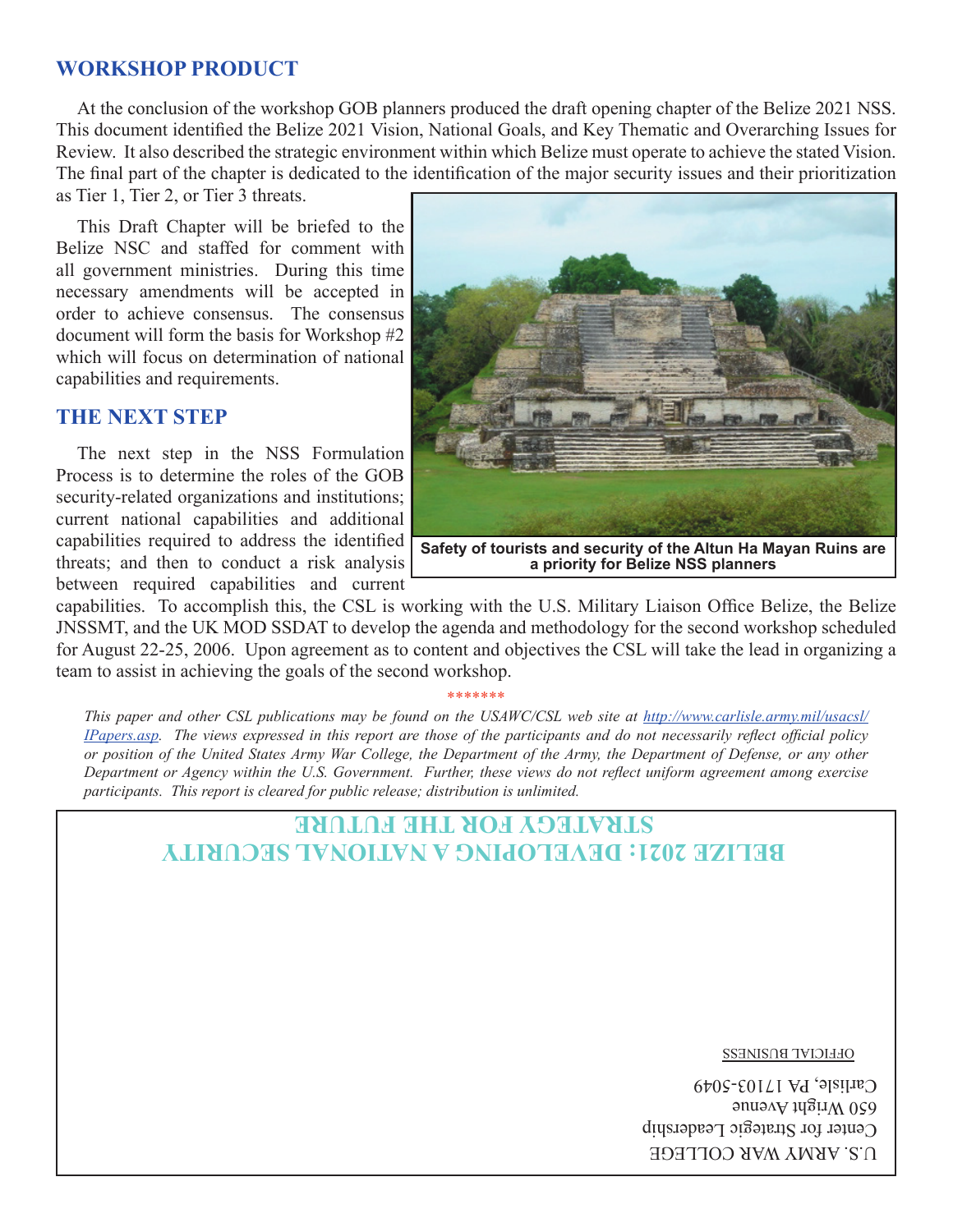## WORKSHOP PRODUCT

At the conclusion of the workshop GOB planners produced the draft opening chapter of the Belize 2021 NSS. This document identified the Belize 2021 Vision, National Goals, and Key Thematic and Overarching Issues for Review. It also described the strategic environment within which Belize must operate to achieve the stated Vision. The final part of the chapter is dedicated to the identification of the major security issues and their prioritization as Tier 1, Tier 2, or Tier 3 threats.

This Draft Chapter will be briefed to the Belize NSC and staffed for comment with all government ministries. During this time necessary amendments will be accepted in order to achieve consensus. The consensus document will form the basis for Workshop #2 which will focus on determination of national capabilities and requirements.

## THE NEXT STEP

The next step in the NSS Formulation Process is to determine the roles of the GOB security-related organizations and institutions; current national capabilities and additional capabilities required to address the identified threats; and then to conduct a risk analysis between required capabilities and current capabilities. To accomplish this, the CSL is working with the U.S. Military Liaison Office Belize, the Belize JNSSMT, and the UK MOD SSDAT to develop the agenda and methodology for the second workshop scheduled for August 22-25, 2006. Upon agreement as to content and objectives the CSL will take the lead in organizing a team to assist in achieving the goals of the second workshop.

**Safety of tourists and security of the Altun Ha Mayan Ruins are a priority for Belize NSS planners**

*******

*This paper and other CSL publications may be found on the USAWC/CSL web site at http://www.carlisle.army.mil/usacsl/IPapers.asp. The views expressed in this report are those of the participants and do not necessarily reflect official policy or position of the United States Army War College, the Department of the Army, the Department of Defense, or any other Department or Agency within the U.S. Government. Further, these views do not reflect uniform agreement among exercise participants. This report is cleared for public release; distribution is unlimited.*

**BELIZE 2021: DEVELOPING A NATIONAL SECURITY STRATEGY FOR THE FUTURE**

U.S. ARMY WAR COLLEGE
Center for Strategic Leadership
650 Wright Avenue
Carlisle, PA 17103-5049

OFFICIAL BUSINESS